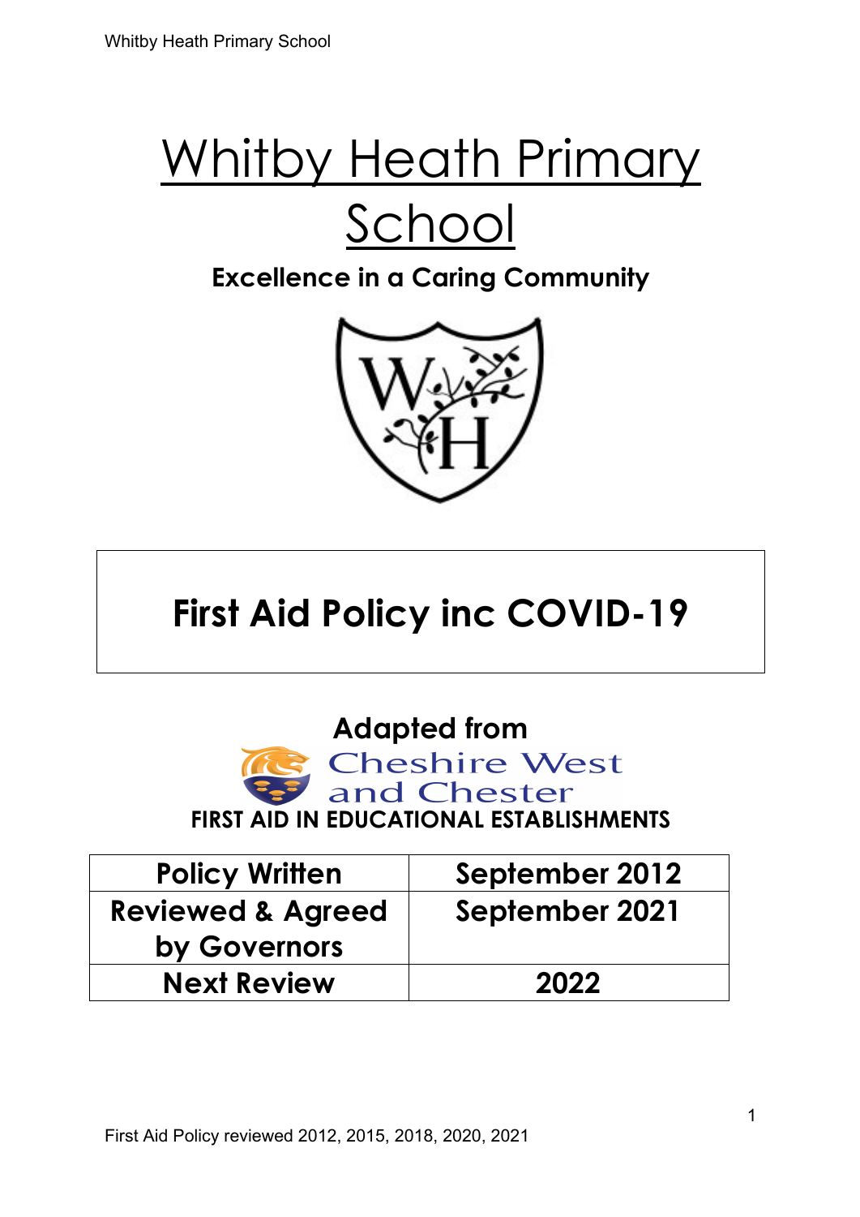# Whitby Heath Primary School

**Excellence in a Caring Community**

## First Aid Policy inc COVID-19

**Adapted from**

Cheshire West and Chester

**FIRST AID IN EDUCATIONAL ESTABLISHMENTS**

| Policy Written | September 2012 |
| --- | --- |
| Reviewed & Agreed by Governors | September 2021 |
| Next Review | 2022 |

First Aid Policy reviewed 2012, 2015, 2018, 2020, 2021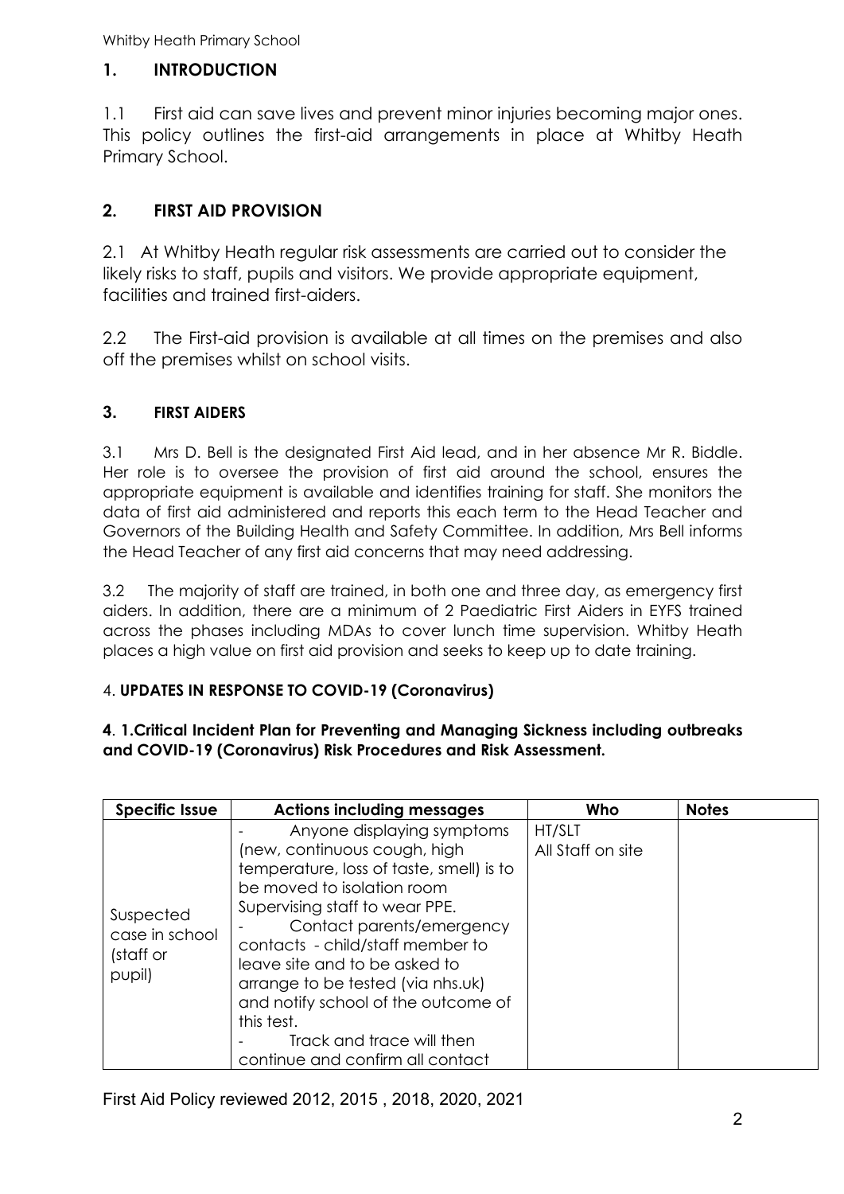## 1. INTRODUCTION

1.1 First aid can save lives and prevent minor injuries becoming major ones. This policy outlines the first-aid arrangements in place at Whitby Heath Primary School.

## 2. FIRST AID PROVISION

2.1 At Whitby Heath regular risk assessments are carried out to consider the likely risks to staff, pupils and visitors. We provide appropriate equipment, facilities and trained first-aiders.

2.2 The First-aid provision is available at all times on the premises and also off the premises whilst on school visits.

## 3. FIRST AIDERS

3.1 Mrs D. Bell is the designated First Aid lead, and in her absence Mr R. Biddle. Her role is to oversee the provision of first aid around the school, ensures the appropriate equipment is available and identifies training for staff. She monitors the data of first aid administered and reports this each term to the Head Teacher and Governors of the Building Health and Safety Committee. In addition, Mrs Bell informs the Head Teacher of any first aid concerns that may need addressing.

3.2 The majority of staff are trained, in both one and three day, as emergency first aiders. In addition, there are a minimum of 2 Paediatric First Aiders in EYFS trained across the phases including MDAs to cover lunch time supervision. Whitby Heath places a high value on first aid provision and seeks to keep up to date training.

## 4. UPDATES IN RESPONSE TO COVID-19 (Coronavirus)

**4. 1.Critical Incident Plan for Preventing and Managing Sickness including outbreaks and COVID-19 (Coronavirus) Risk Procedures and Risk Assessment.**

| Specific Issue | Actions including messages | Who | Notes |
|---|---|---|---|
| Suspected case in school (staff or pupil) | - Anyone displaying symptoms (new, continuous cough, high temperature, loss of taste, smell) is to be moved to isolation room Supervising staff to wear PPE.<br>- Contact parents/emergency contacts - child/staff member to leave site and to be asked to arrange to be tested (via nhs.uk) and notify school of the outcome of this test.<br>- Track and trace will then continue and confirm all contact | HT/SLT<br>All Staff on site | |

First Aid Policy reviewed 2012, 2015 , 2018, 2020, 2021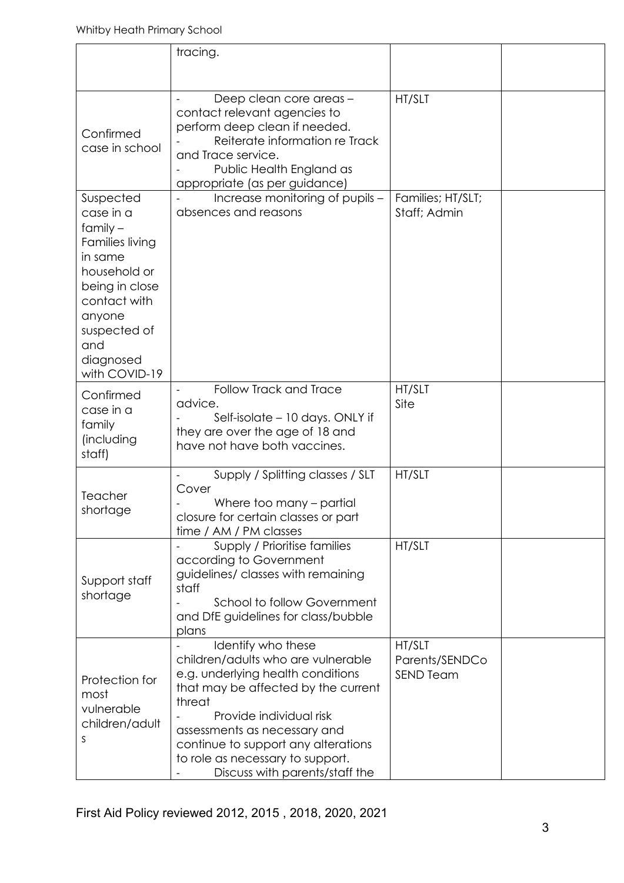| | | | |
|---|---|---|---|
| | tracing. | | |
| Confirmed case in school | - Deep clean core areas – contact relevant agencies to perform deep clean if needed.<br>- Reiterate information re Track and Trace service.<br>- Public Health England as appropriate (as per guidance) | HT/SLT | |
| Suspected case in a family – Families living in same household or being in close contact with anyone suspected of and diagnosed with COVID-19 | - Increase monitoring of pupils – absences and reasons | Families; HT/SLT; Staff; Admin | |
| Confirmed case in a family (including staff) | - Follow Track and Trace advice.<br>- Self-isolate – 10 days. ONLY if they are over the age of 18 and have not have both vaccines. | HT/SLT<br>Site | |
| Teacher shortage | - Supply / Splitting classes / SLT Cover<br>- Where too many – partial closure for certain classes or part time / AM / PM classes | HT/SLT | |
| Support staff shortage | - Supply / Prioritise families according to Government guidelines/ classes with remaining staff<br>- School to follow Government and DfE guidelines for class/bubble plans | HT/SLT | |
| Protection for most vulnerable children/adults | - Identify who these children/adults who are vulnerable e.g. underlying health conditions that may be affected by the current threat<br>- Provide individual risk assessments as necessary and continue to support any alterations to role as necessary to support.<br>- Discuss with parents/staff the | HT/SLT<br>Parents/SENDCo<br>SEND Team | |

First Aid Policy reviewed 2012, 2015 , 2018, 2020, 2021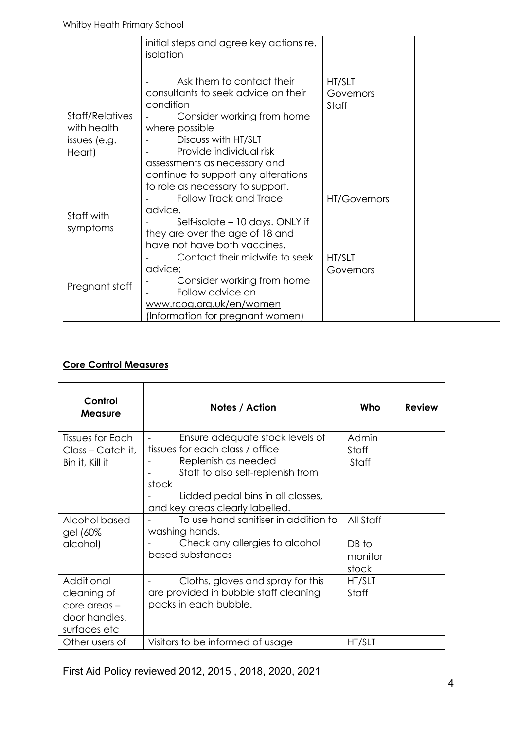| | initial steps and agree key actions re. isolation | | |
|---|---|---|---|
| Staff/Relatives with health issues (e.g. Heart) | - Ask them to contact their consultants to seek advice on their condition<br>- Consider working from home where possible<br>- Discuss with HT/SLT<br>- Provide individual risk assessments as necessary and continue to support any alterations to role as necessary to support. | HT/SLT<br>Governors<br>Staff | |
| Staff with symptoms | - Follow Track and Trace advice.<br>- Self-isolate – 10 days. ONLY if they are over the age of 18 and have not have both vaccines. | HT/Governors | |
| Pregnant staff | - Contact their midwife to seek advice;<br>- Consider working from home<br>- Follow advice on www.rcog.org.uk/en/women (Information for pregnant women) | HT/SLT<br>Governors | |

**Core Control Measures**

| Control Measure | Notes / Action | Who | Review |
|---|---|---|---|
| Tissues for Each Class – Catch it, Bin it, Kill it | - Ensure adequate stock levels of tissues for each class / office<br>- Replenish as needed<br>- Staff to also self-replenish from stock<br>- Lidded pedal bins in all classes, and key areas clearly labelled. | Admin Staff<br>Staff | |
| Alcohol based gel (60% alcohol) | - To use hand sanitiser in addition to washing hands.<br>- Check any allergies to alcohol based substances | All Staff<br><br>DB to monitor stock | |
| Additional cleaning of core areas – door handles. surfaces etc | - Cloths, gloves and spray for this are provided in bubble staff cleaning packs in each bubble. | HT/SLT<br>Staff | |
| Other users of | Visitors to be informed of usage | HT/SLT | |

First Aid Policy reviewed 2012, 2015 , 2018, 2020, 2021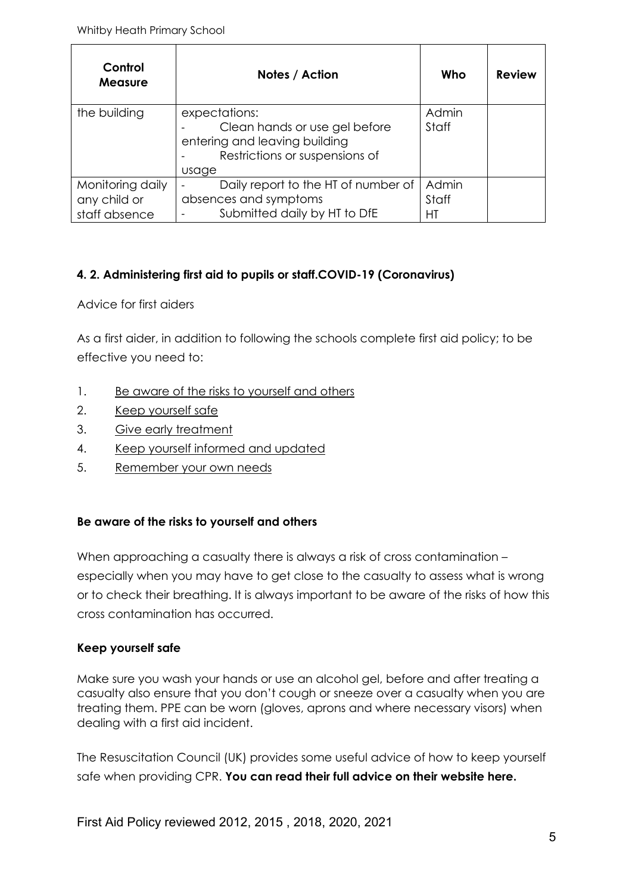| Control Measure | Notes / Action | Who | Review |
|---|---|---|---|
| the building | expectations:<br>- Clean hands or use gel before entering and leaving building<br>- Restrictions or suspensions of usage | Admin Staff | |
| Monitoring daily any child or staff absence | - Daily report to the HT of number of absences and symptoms<br>- Submitted daily by HT to DfE | Admin Staff HT | |

#### 4. 2. Administering first aid to pupils or staff.COVID-19 (Coronavirus)

Advice for first aiders

As a first aider, in addition to following the schools complete first aid policy; to be effective you need to:

1. Be aware of the risks to yourself and others
2. Keep yourself safe
3. Give early treatment
4. Keep yourself informed and updated
5. Remember your own needs

**Be aware of the risks to yourself and others**

When approaching a casualty there is always a risk of cross contamination – especially when you may have to get close to the casualty to assess what is wrong or to check their breathing. It is always important to be aware of the risks of how this cross contamination has occurred.

**Keep yourself safe**

Make sure you wash your hands or use an alcohol gel, before and after treating a casualty also ensure that you don't cough or sneeze over a casualty when you are treating them. PPE can be worn (gloves, aprons and where necessary visors) when dealing with a first aid incident.

The Resuscitation Council (UK) provides some useful advice of how to keep yourself safe when providing CPR. **You can read their full advice on their website here.**

First Aid Policy reviewed 2012, 2015 , 2018, 2020, 2021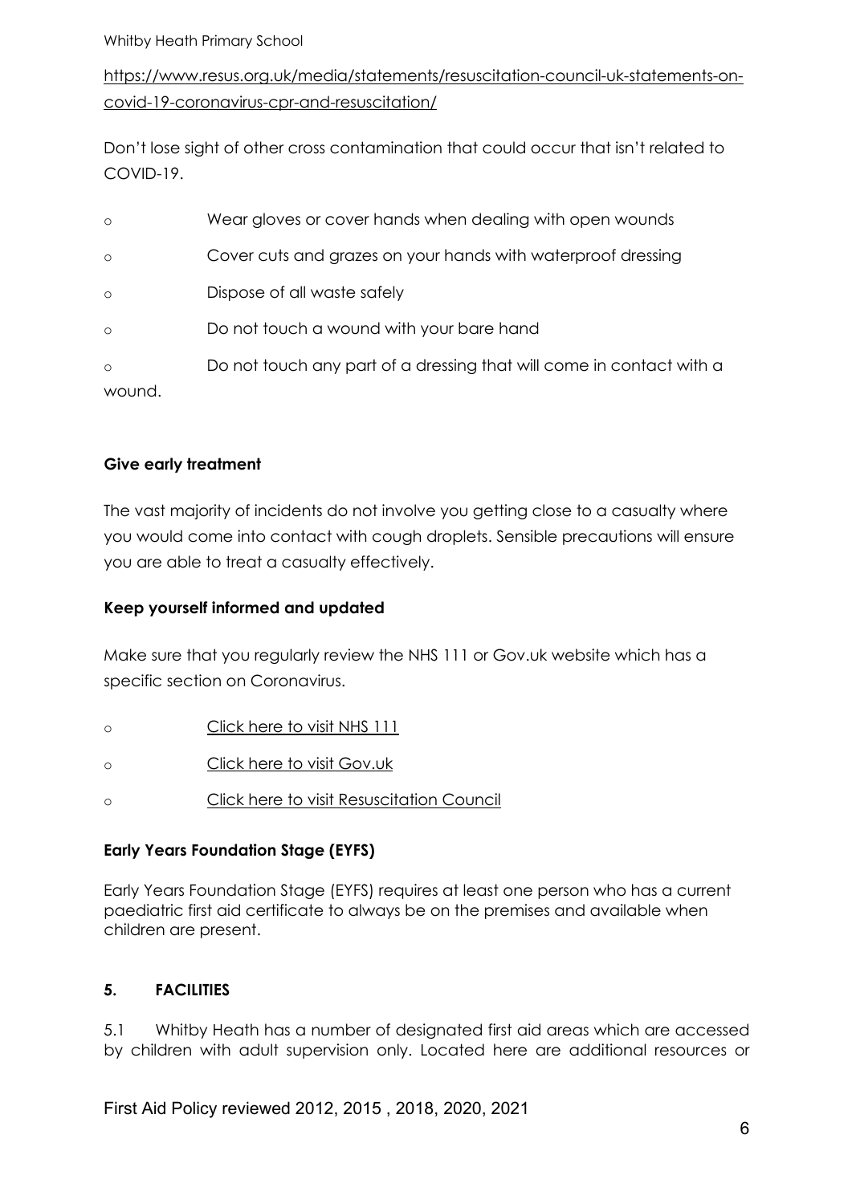https://www.resus.org.uk/media/statements/resuscitation-council-uk-statements-on-covid-19-coronavirus-cpr-and-resuscitation/

Don't lose sight of other cross contamination that could occur that isn't related to COVID-19.

- Wear gloves or cover hands when dealing with open wounds
- Cover cuts and grazes on your hands with waterproof dressing
- Dispose of all waste safely
- Do not touch a wound with your bare hand
- Do not touch any part of a dressing that will come in contact with a wound.

**Give early treatment**

The vast majority of incidents do not involve you getting close to a casualty where you would come into contact with cough droplets. Sensible precautions will ensure you are able to treat a casualty effectively.

**Keep yourself informed and updated**

Make sure that you regularly review the NHS 111 or Gov.uk website which has a specific section on Coronavirus.

- Click here to visit NHS 111
- Click here to visit Gov.uk
- Click here to visit Resuscitation Council

**Early Years Foundation Stage (EYFS)**

Early Years Foundation Stage (EYFS) requires at least one person who has a current paediatric first aid certificate to always be on the premises and available when children are present.

## 5. FACILITIES

5.1 Whitby Heath has a number of designated first aid areas which are accessed by children with adult supervision only. Located here are additional resources or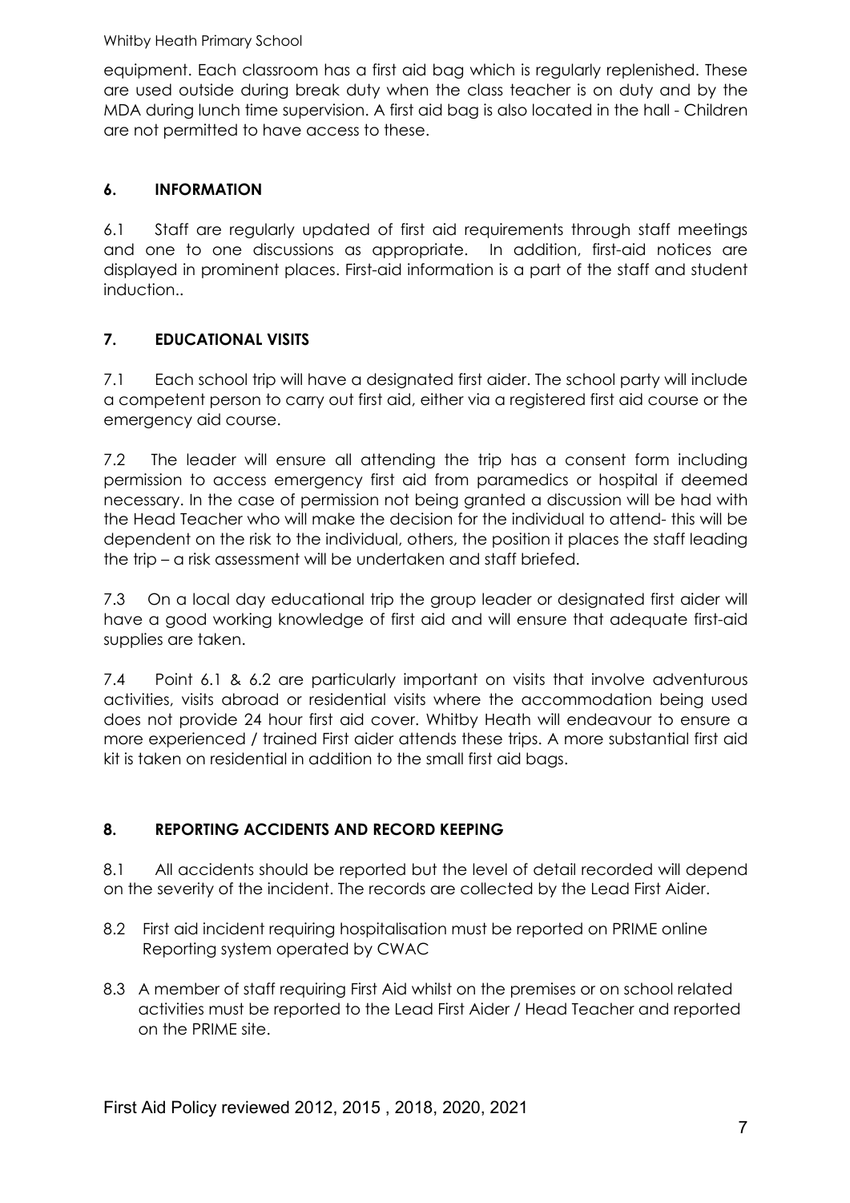equipment. Each classroom has a first aid bag which is regularly replenished. These are used outside during break duty when the class teacher is on duty and by the MDA during lunch time supervision. A first aid bag is also located in the hall - Children are not permitted to have access to these.

## 6. INFORMATION

6.1 Staff are regularly updated of first aid requirements through staff meetings and one to one discussions as appropriate. In addition, first-aid notices are displayed in prominent places. First-aid information is a part of the staff and student induction..

## 7. EDUCATIONAL VISITS

7.1 Each school trip will have a designated first aider. The school party will include a competent person to carry out first aid, either via a registered first aid course or the emergency aid course.

7.2 The leader will ensure all attending the trip has a consent form including permission to access emergency first aid from paramedics or hospital if deemed necessary. In the case of permission not being granted a discussion will be had with the Head Teacher who will make the decision for the individual to attend- this will be dependent on the risk to the individual, others, the position it places the staff leading the trip – a risk assessment will be undertaken and staff briefed.

7.3 On a local day educational trip the group leader or designated first aider will have a good working knowledge of first aid and will ensure that adequate first-aid supplies are taken.

7.4 Point 6.1 & 6.2 are particularly important on visits that involve adventurous activities, visits abroad or residential visits where the accommodation being used does not provide 24 hour first aid cover. Whitby Heath will endeavour to ensure a more experienced / trained First aider attends these trips. A more substantial first aid kit is taken on residential in addition to the small first aid bags.

## 8. REPORTING ACCIDENTS AND RECORD KEEPING

8.1 All accidents should be reported but the level of detail recorded will depend on the severity of the incident. The records are collected by the Lead First Aider.

8.2 First aid incident requiring hospitalisation must be reported on PRIME online Reporting system operated by CWAC

8.3 A member of staff requiring First Aid whilst on the premises or on school related activities must be reported to the Lead First Aider / Head Teacher and reported on the PRIME site.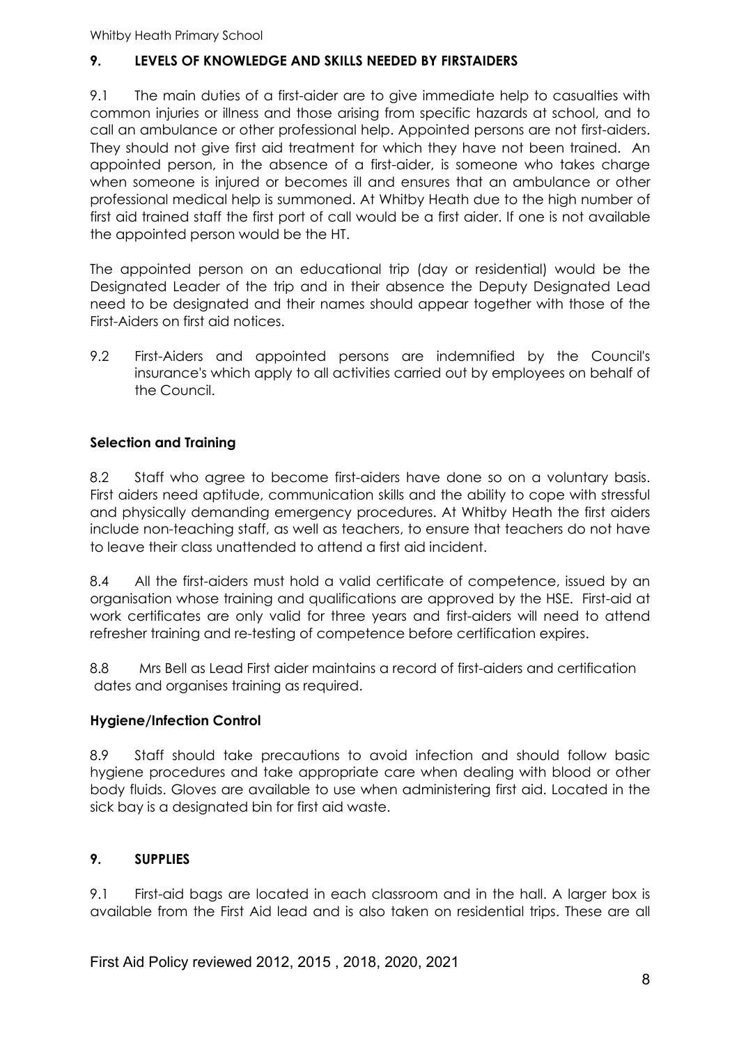## 9. LEVELS OF KNOWLEDGE AND SKILLS NEEDED BY FIRSTAIDERS

9.1 The main duties of a first-aider are to give immediate help to casualties with common injuries or illness and those arising from specific hazards at school, and to call an ambulance or other professional help. Appointed persons are not first-aiders. They should not give first aid treatment for which they have not been trained. An appointed person, in the absence of a first-aider, is someone who takes charge when someone is injured or becomes ill and ensures that an ambulance or other professional medical help is summoned. At Whitby Heath due to the high number of first aid trained staff the first port of call would be a first aider. If one is not available the appointed person would be the HT.

The appointed person on an educational trip (day or residential) would be the Designated Leader of the trip and in their absence the Deputy Designated Lead need to be designated and their names should appear together with those of the First-Aiders on first aid notices.

9.2 First-Aiders and appointed persons are indemnified by the Council's insurance's which apply to all activities carried out by employees on behalf of the Council.

### Selection and Training

8.2 Staff who agree to become first-aiders have done so on a voluntary basis. First aiders need aptitude, communication skills and the ability to cope with stressful and physically demanding emergency procedures. At Whitby Heath the first aiders include non-teaching staff, as well as teachers, to ensure that teachers do not have to leave their class unattended to attend a first aid incident.

8.4 All the first-aiders must hold a valid certificate of competence, issued by an organisation whose training and qualifications are approved by the HSE. First-aid at work certificates are only valid for three years and first-aiders will need to attend refresher training and re-testing of competence before certification expires.

8.8 Mrs Bell as Lead First aider maintains a record of first-aiders and certification dates and organises training as required.

### Hygiene/Infection Control

8.9 Staff should take precautions to avoid infection and should follow basic hygiene procedures and take appropriate care when dealing with blood or other body fluids. Gloves are available to use when administering first aid. Located in the sick bay is a designated bin for first aid waste.

## 9. SUPPLIES

9.1 First-aid bags are located in each classroom and in the hall. A larger box is available from the First Aid lead and is also taken on residential trips. These are all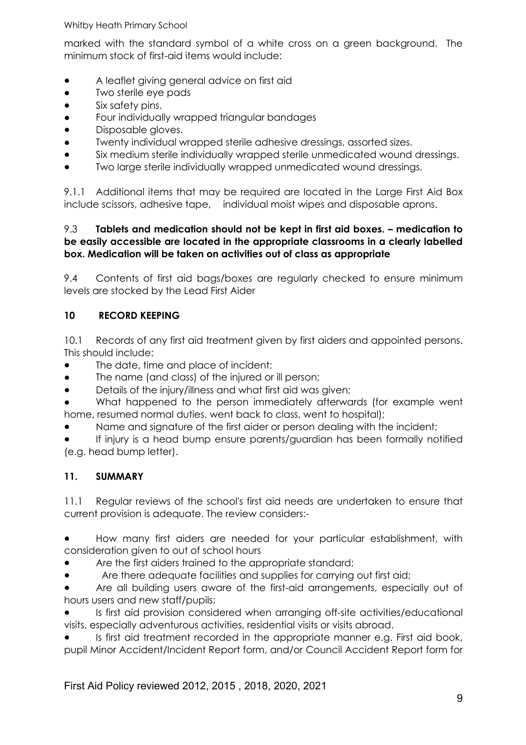marked with the standard symbol of a white cross on a green background. The minimum stock of first-aid items would include:

- A leaflet giving general advice on first aid
- Two sterile eye pads
- Six safety pins.
- Four individually wrapped triangular bandages
- Disposable gloves.
- Twenty individual wrapped sterile adhesive dressings, assorted sizes.
- Six medium sterile individually wrapped sterile unmedicated wound dressings.
- Two large sterile individually wrapped unmedicated wound dressings.

9.1.1 Additional items that may be required are located in the Large First Aid Box include scissors, adhesive tape, individual moist wipes and disposable aprons.

9.3 **Tablets and medication should not be kept in first aid boxes. – medication to be easily accessible are located in the appropriate classrooms in a clearly labelled box. Medication will be taken on activities out of class as appropriate**

9.4 Contents of first aid bags/boxes are regularly checked to ensure minimum levels are stocked by the Lead First Aider

## 10 RECORD KEEPING

10.1 Records of any first aid treatment given by first aiders and appointed persons. This should include:

- The date, time and place of incident;
- The name (and class) of the injured or ill person;
- Details of the injury/illness and what first aid was given;
- What happened to the person immediately afterwards (for example went home, resumed normal duties, went back to class, went to hospital);
- Name and signature of the first aider or person dealing with the incident;
- If injury is a head bump ensure parents/guardian has been formally notified (e.g. head bump letter).

## 11. SUMMARY

11.1 Regular reviews of the school's first aid needs are undertaken to ensure that current provision is adequate. The review considers:-

- How many first aiders are needed for your particular establishment, with consideration given to out of school hours
- Are the first aiders trained to the appropriate standard;
- Are there adequate facilities and supplies for carrying out first aid;
- Are all building users aware of the first-aid arrangements, especially out of hours users and new staff/pupils;
- Is first aid provision considered when arranging off-site activities/educational visits, especially adventurous activities, residential visits or visits abroad.
- Is first aid treatment recorded in the appropriate manner e.g. First aid book, pupil Minor Accident/Incident Report form, and/or Council Accident Report form for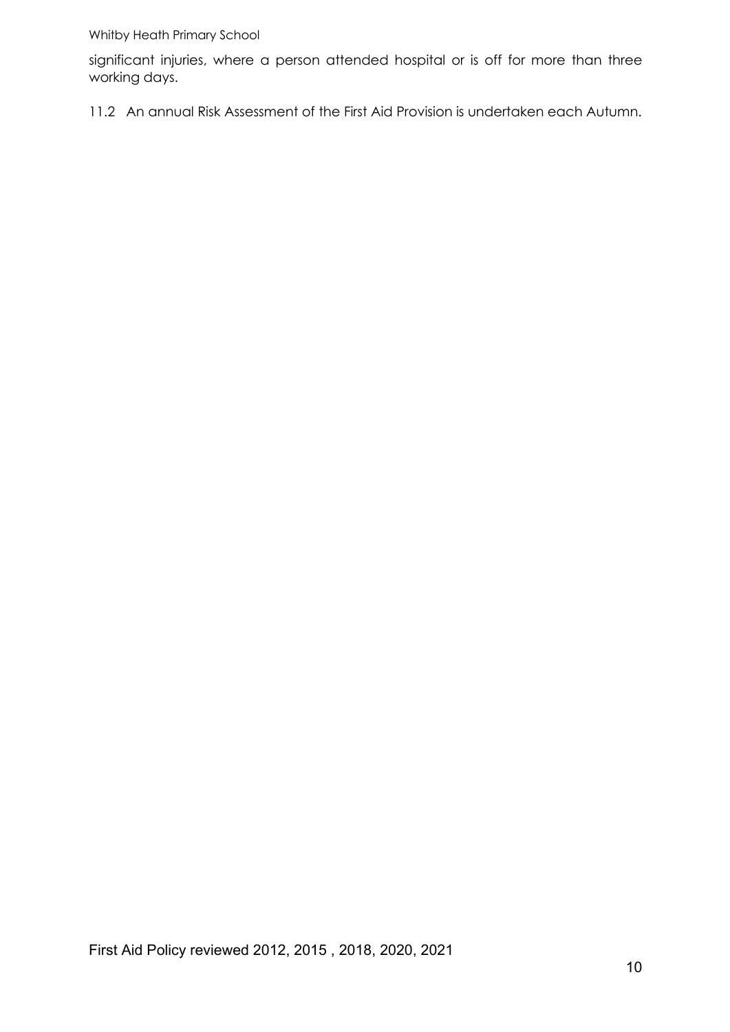significant injuries, where a person attended hospital or is off for more than three working days.

11.2 An annual Risk Assessment of the First Aid Provision is undertaken each Autumn.